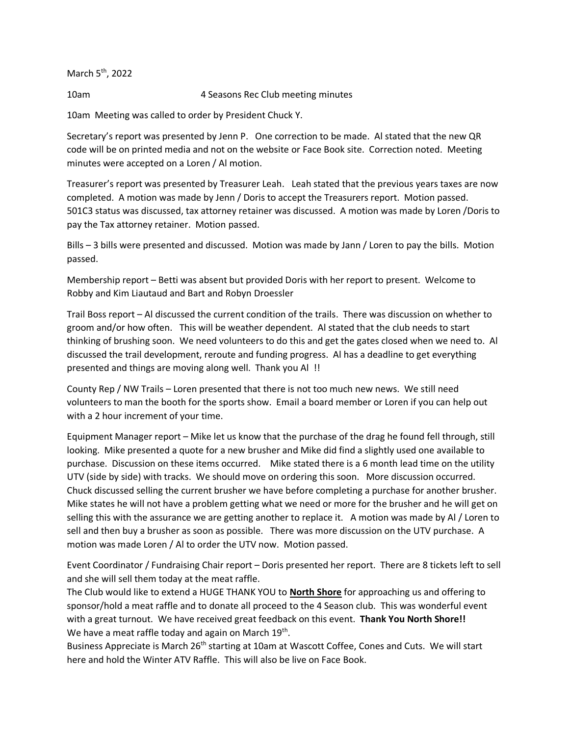March 5th, 2022

10am 4 Seasons Rec Club meeting minutes

10am Meeting was called to order by President Chuck Y.

Secretary's report was presented by Jenn P. One correction to be made. Al stated that the new QR code will be on printed media and not on the website or Face Book site. Correction noted. Meeting minutes were accepted on a Loren / Al motion.

Treasurer's report was presented by Treasurer Leah. Leah stated that the previous years taxes are now completed. A motion was made by Jenn / Doris to accept the Treasurers report. Motion passed. 501C3 status was discussed, tax attorney retainer was discussed. A motion was made by Loren /Doris to pay the Tax attorney retainer. Motion passed.

Bills – 3 bills were presented and discussed. Motion was made by Jann / Loren to pay the bills. Motion passed.

Membership report – Betti was absent but provided Doris with her report to present. Welcome to Robby and Kim Liautaud and Bart and Robyn Droessler

Trail Boss report – Al discussed the current condition of the trails. There was discussion on whether to groom and/or how often. This will be weather dependent. Al stated that the club needs to start thinking of brushing soon. We need volunteers to do this and get the gates closed when we need to. Al discussed the trail development, reroute and funding progress. Al has a deadline to get everything presented and things are moving along well. Thank you Al !!

County Rep / NW Trails – Loren presented that there is not too much new news. We still need volunteers to man the booth for the sports show. Email a board member or Loren if you can help out with a 2 hour increment of your time.

Equipment Manager report – Mike let us know that the purchase of the drag he found fell through, still looking. Mike presented a quote for a new brusher and Mike did find a slightly used one available to purchase. Discussion on these items occurred. Mike stated there is a 6 month lead time on the utility UTV (side by side) with tracks. We should move on ordering this soon. More discussion occurred. Chuck discussed selling the current brusher we have before completing a purchase for another brusher. Mike states he will not have a problem getting what we need or more for the brusher and he will get on selling this with the assurance we are getting another to replace it. A motion was made by Al / Loren to sell and then buy a brusher as soon as possible. There was more discussion on the UTV purchase. A motion was made Loren / Al to order the UTV now. Motion passed.

Event Coordinator / Fundraising Chair report – Doris presented her report. There are 8 tickets left to sell and she will sell them today at the meat raffle.
The Club would like to extend a HUGE THANK YOU to **North Shore** for approaching us and offering to sponsor/hold a meat raffle and to donate all proceed to the 4 Season club. This was wonderful event with a great turnout. We have received great feedback on this event. **Thank You North Shore!!**
We have a meat raffle today and again on March 19th.
Business Appreciate is March 26th starting at 10am at Wascott Coffee, Cones and Cuts. We will start here and hold the Winter ATV Raffle. This will also be live on Face Book.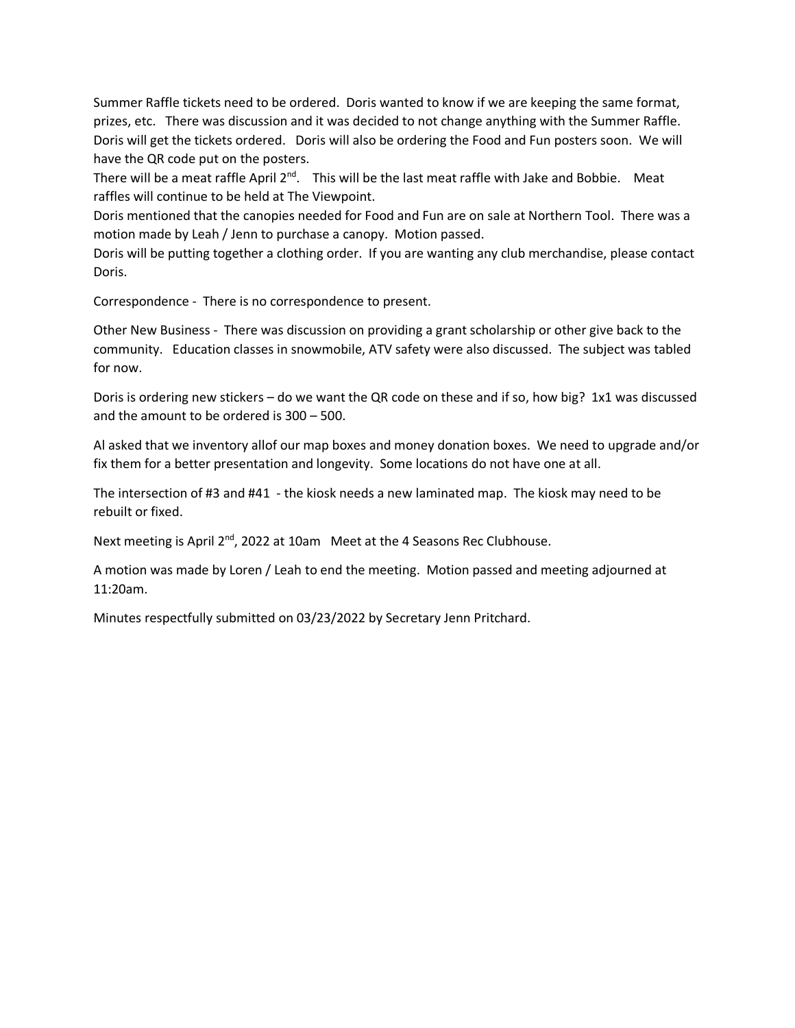Summer Raffle tickets need to be ordered. Doris wanted to know if we are keeping the same format, prizes, etc. There was discussion and it was decided to not change anything with the Summer Raffle. Doris will get the tickets ordered. Doris will also be ordering the Food and Fun posters soon. We will have the QR code put on the posters.

There will be a meat raffle April 2nd. This will be the last meat raffle with Jake and Bobbie. Meat raffles will continue to be held at The Viewpoint.

Doris mentioned that the canopies needed for Food and Fun are on sale at Northern Tool. There was a motion made by Leah / Jenn to purchase a canopy. Motion passed.

Doris will be putting together a clothing order. If you are wanting any club merchandise, please contact Doris.

Correspondence - There is no correspondence to present.

Other New Business - There was discussion on providing a grant scholarship or other give back to the community. Education classes in snowmobile, ATV safety were also discussed. The subject was tabled for now.

Doris is ordering new stickers – do we want the QR code on these and if so, how big? 1x1 was discussed and the amount to be ordered is 300 – 500.

Al asked that we inventory allof our map boxes and money donation boxes. We need to upgrade and/or fix them for a better presentation and longevity. Some locations do not have one at all.

The intersection of #3 and #41 - the kiosk needs a new laminated map. The kiosk may need to be rebuilt or fixed.

Next meeting is April 2nd, 2022 at 10am Meet at the 4 Seasons Rec Clubhouse.

A motion was made by Loren / Leah to end the meeting. Motion passed and meeting adjourned at 11:20am.

Minutes respectfully submitted on 03/23/2022 by Secretary Jenn Pritchard.